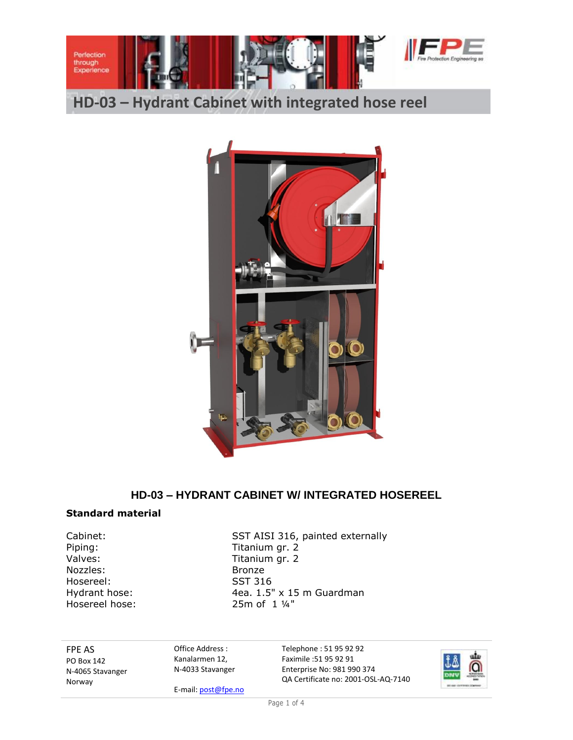# HD-03 – Hydrant Cabinet with integrated hose reel

## HD-03 – HYDRANT CABINET W/ INTEGRATED HOSEREEL

### Standard material

| | |
|---|---|
| Cabinet: | SST AISI 316, painted externally |
| Piping: | Titanium gr. 2 |
| Valves: | Titanium gr. 2 |
| Nozzles: | Bronze |
| Hosereel: | SST 316 |
| Hydrant hose: | 4ea. 1.5" x 15 m Guardman |
| Hosereel hose: | 25m of 1 ¼" |

FPE AS
PO Box 142
N-4065 Stavanger
Norway

Office Address :
Kanalarmen 12,
N-4033 Stavanger

E-mail: post@fpe.no

Telephone : 51 95 92 92
Faximile :51 95 92 91
Enterprise No: 981 990 374
QA Certificate no: 2001-OSL-AQ-7140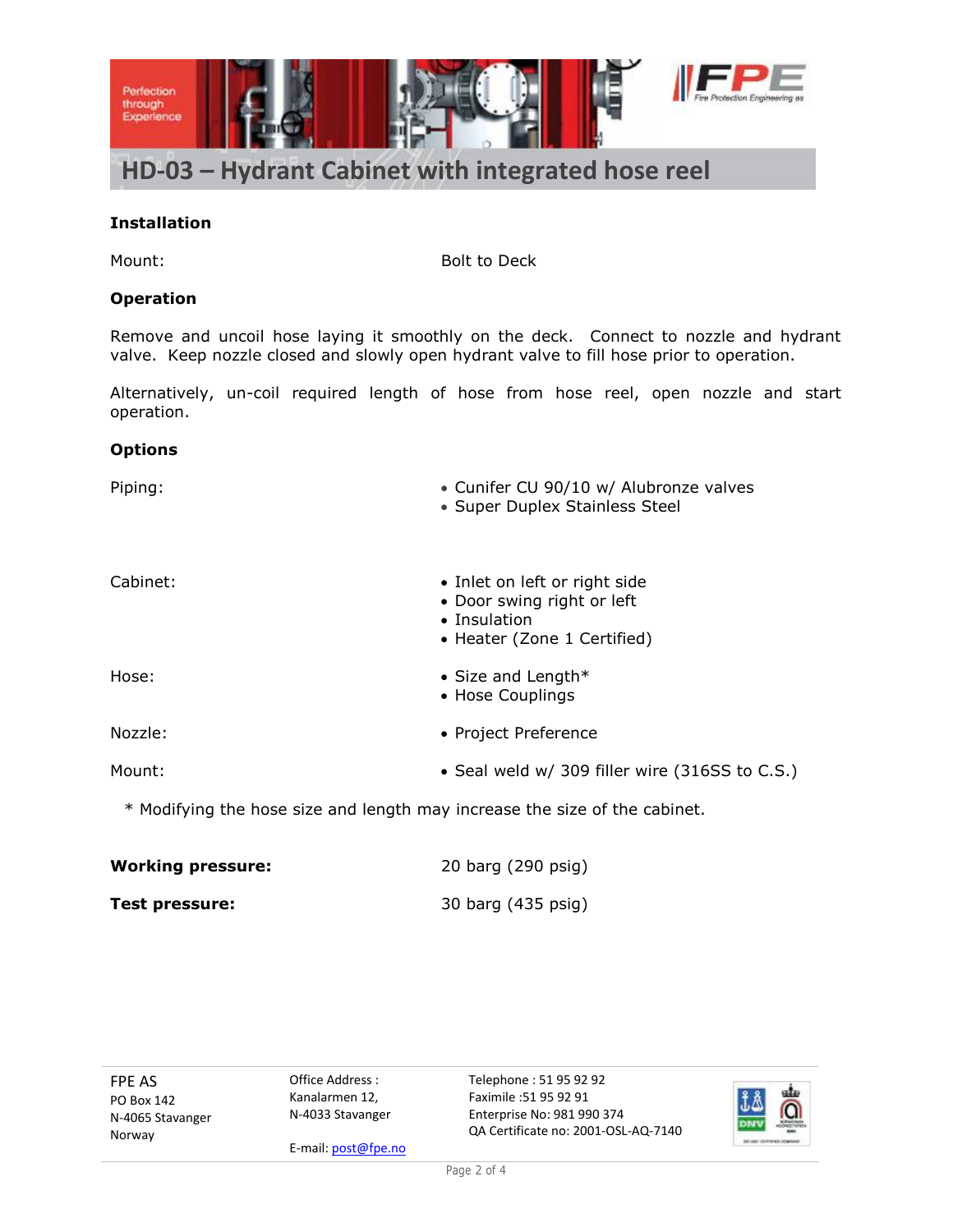# HD-03 – Hydrant Cabinet with integrated hose reel

## Installation

| | |
|---|---|
| Mount: | Bolt to Deck |

## Operation

Remove and uncoil hose laying it smoothly on the deck. Connect to nozzle and hydrant valve. Keep nozzle closed and slowly open hydrant valve to fill hose prior to operation.

Alternatively, un-coil required length of hose from hose reel, open nozzle and start operation.

## Options

| | |
|---|---|
| Piping: | • Cunifer CU 90/10 w/ Alubronze valves<br>• Super Duplex Stainless Steel |
| Cabinet: | • Inlet on left or right side<br>• Door swing right or left<br>• Insulation<br>• Heater (Zone 1 Certified) |
| Hose: | • Size and Length*<br>• Hose Couplings |
| Nozzle: | • Project Preference |
| Mount: | • Seal weld w/ 309 filler wire (316SS to C.S.) |

* Modifying the hose size and length may increase the size of the cabinet.

| | |
|---|---|
| **Working pressure:** | 20 barg (290 psig) |
| **Test pressure:** | 30 barg (435 psig) |

FPE AS
PO Box 142
N-4065 Stavanger
Norway

Office Address :
Kanalarmen 12,
N-4033 Stavanger

E-mail: post@fpe.no

Telephone : 51 95 92 92
Faximile :51 95 92 91
Enterprise No: 981 990 374
QA Certificate no: 2001-OSL-AQ-7140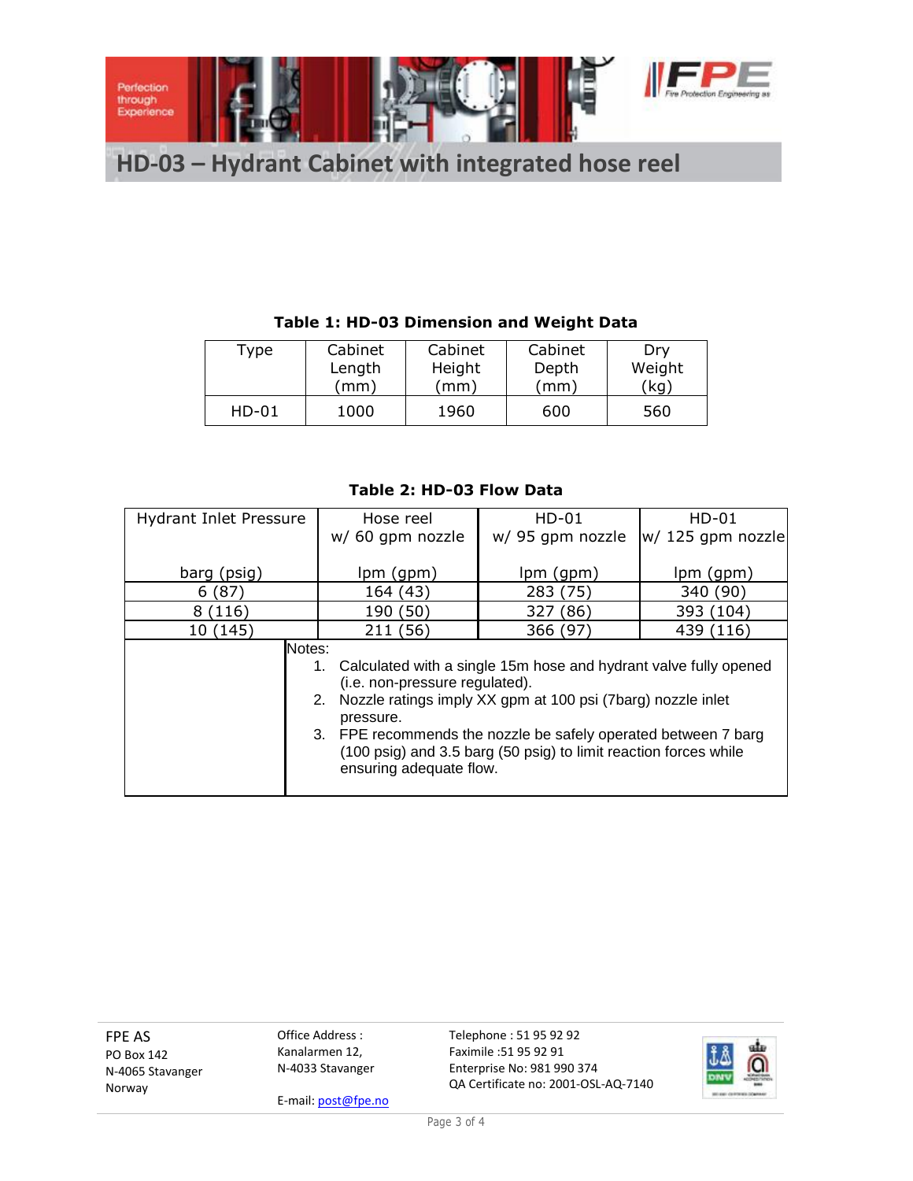# HD-03 – Hydrant Cabinet with integrated hose reel

**Table 1: HD-03 Dimension and Weight Data**

| Type | Cabinet Length (mm) | Cabinet Height (mm) | Cabinet Depth (mm) | Dry Weight (kg) |
|---|---|---|---|---|
| HD-01 | 1000 | 1960 | 600 | 560 |

**Table 2: HD-03 Flow Data**

| Hydrant Inlet Pressure | Hose reel w/ 60 gpm nozzle | HD-01 w/ 95 gpm nozzle | HD-01 w/ 125 gpm nozzle |
|---|---|---|---|
| barg (psig) | lpm (gpm) | lpm (gpm) | lpm (gpm) |
| 6 (87) | 164 (43) | 283 (75) | 340 (90) |
| 8 (116) | 190 (50) | 327 (86) | 393 (104) |
| 10 (145) | 211 (56) | 366 (97) | 439 (116) |

Notes:

1. Calculated with a single 15m hose and hydrant valve fully opened (i.e. non-pressure regulated).
2. Nozzle ratings imply XX gpm at 100 psi (7barg) nozzle inlet pressure.
3. FPE recommends the nozzle be safely operated between 7 barg (100 psig) and 3.5 barg (50 psig) to limit reaction forces while ensuring adequate flow.

FPE AS
PO Box 142
N-4065 Stavanger
Norway

Office Address :
Kanalarmen 12,
N-4033 Stavanger

E-mail: post@fpe.no

Telephone : 51 95 92 92
Faximile :51 95 92 91
Enterprise No: 981 990 374
QA Certificate no: 2001-OSL-AQ-7140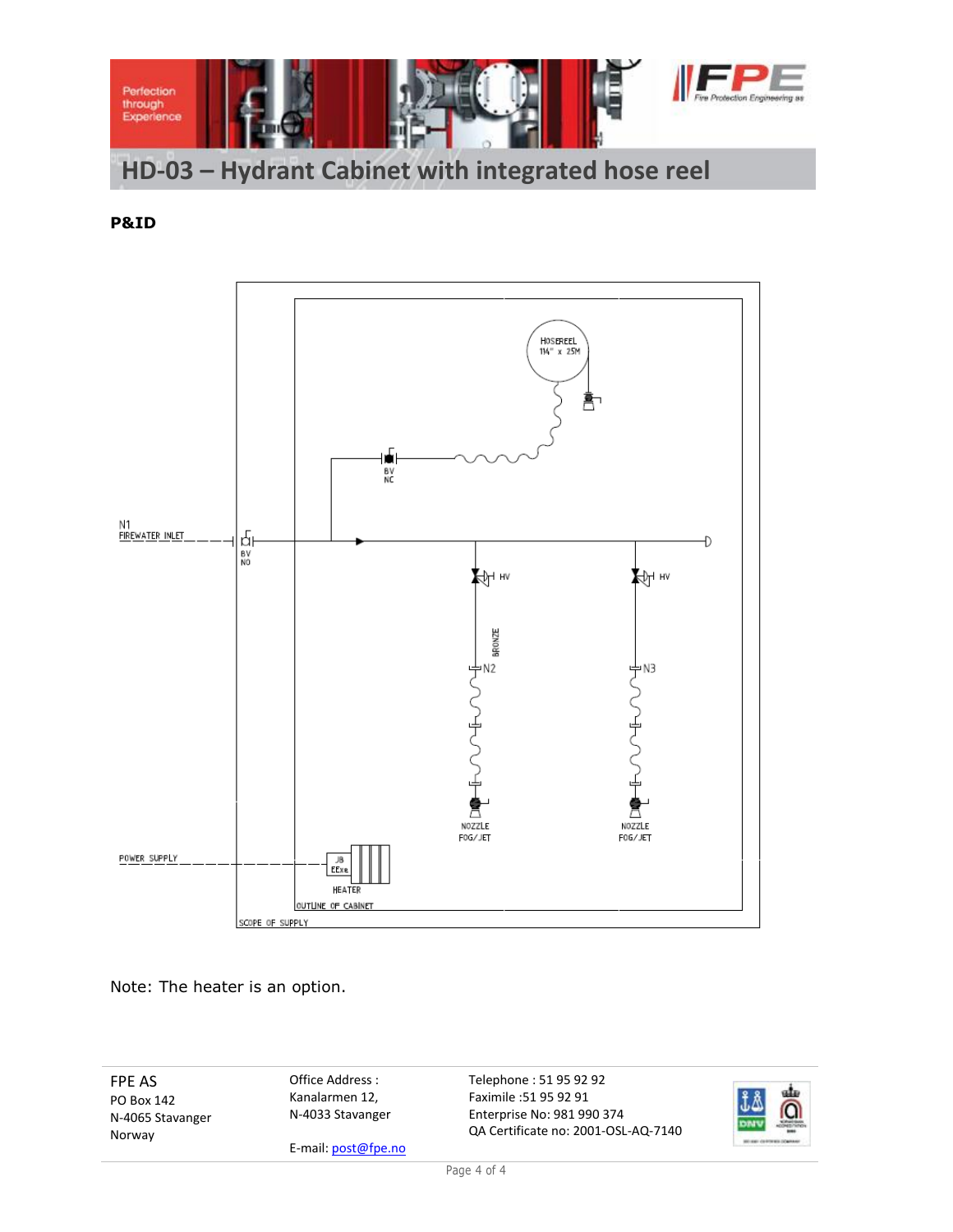# HD-03 – Hydrant Cabinet with integrated hose reel

**P&ID**

HOSEREEL
1¼" x 25M

BV
NC

N1
FIREWATER INLET

BV
NO

HV

HV

BRONZE

N2

N3

NOZZLE
FOG/JET

NOZZLE
FOG/JET

POWER SUPPLY

JB
EExe

HEATER

OUTLINE OF CABINET

SCOPE OF SUPPLY

Note: The heater is an option.

FPE AS
PO Box 142
N-4065 Stavanger
Norway

Office Address :
Kanalarmen 12,
N-4033 Stavanger

E-mail: post@fpe.no

Telephone : 51 95 92 92
Faximile :51 95 92 91
Enterprise No: 981 990 374
QA Certificate no: 2001-OSL-AQ-7140